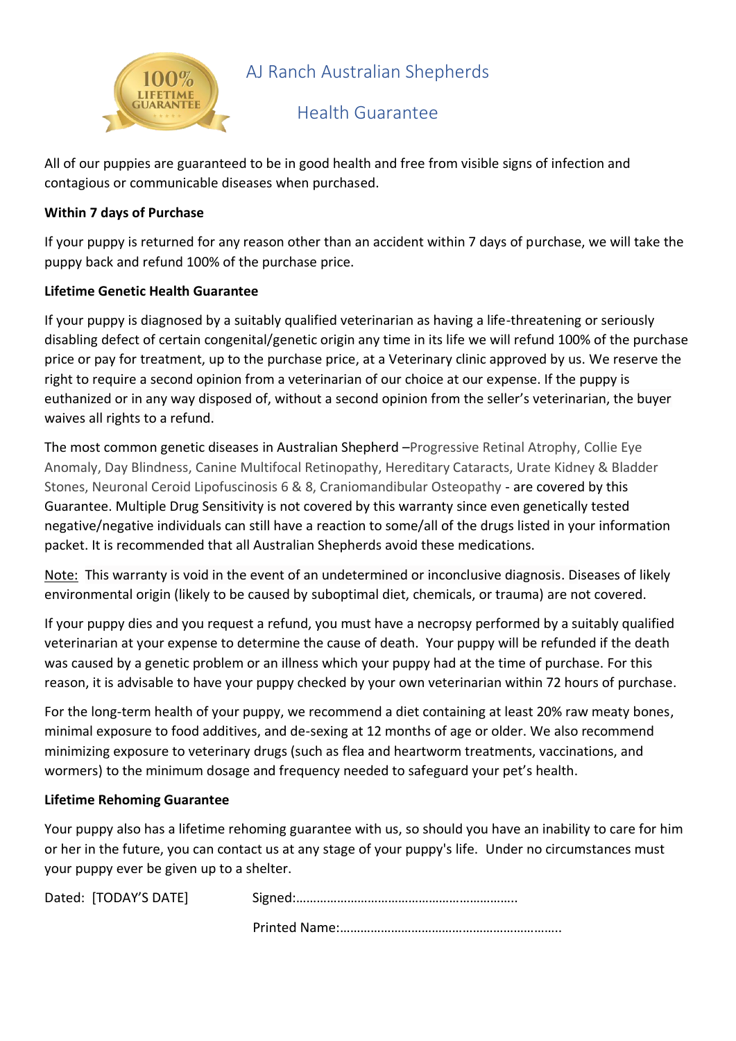# AJ Ranch Australian Shepherds

## Health Guarantee

All of our puppies are guaranteed to be in good health and free from visible signs of infection and contagious or communicable diseases when purchased.

**Within 7 days of Purchase**

If your puppy is returned for any reason other than an accident within 7 days of purchase, we will take the puppy back and refund 100% of the purchase price.

**Lifetime Genetic Health Guarantee**

If your puppy is diagnosed by a suitably qualified veterinarian as having a life-threatening or seriously disabling defect of certain congenital/genetic origin any time in its life we will refund 100% of the purchase price or pay for treatment, up to the purchase price, at a Veterinary clinic approved by us. We reserve the right to require a second opinion from a veterinarian of our choice at our expense. If the puppy is euthanized or in any way disposed of, without a second opinion from the seller's veterinarian, the buyer waives all rights to a refund.

The most common genetic diseases in Australian Shepherd –Progressive Retinal Atrophy, Collie Eye Anomaly, Day Blindness, Canine Multifocal Retinopathy, Hereditary Cataracts, Urate Kidney & Bladder Stones, Neuronal Ceroid Lipofuscinosis 6 & 8, Craniomandibular Osteopathy - are covered by this Guarantee. Multiple Drug Sensitivity is not covered by this warranty since even genetically tested negative/negative individuals can still have a reaction to some/all of the drugs listed in your information packet. It is recommended that all Australian Shepherds avoid these medications.

Note: This warranty is void in the event of an undetermined or inconclusive diagnosis. Diseases of likely environmental origin (likely to be caused by suboptimal diet, chemicals, or trauma) are not covered.

If your puppy dies and you request a refund, you must have a necropsy performed by a suitably qualified veterinarian at your expense to determine the cause of death. Your puppy will be refunded if the death was caused by a genetic problem or an illness which your puppy had at the time of purchase. For this reason, it is advisable to have your puppy checked by your own veterinarian within 72 hours of purchase.

For the long-term health of your puppy, we recommend a diet containing at least 20% raw meaty bones, minimal exposure to food additives, and de-sexing at 12 months of age or older. We also recommend minimizing exposure to veterinary drugs (such as flea and heartworm treatments, vaccinations, and wormers) to the minimum dosage and frequency needed to safeguard your pet's health.

**Lifetime Rehoming Guarantee**

Your puppy also has a lifetime rehoming guarantee with us, so should you have an inability to care for him or her in the future, you can contact us at any stage of your puppy's life. Under no circumstances must your puppy ever be given up to a shelter.

Dated: [TODAY'S DATE] Signed:………………………………………………………..

Printed Name:………………………………………………………..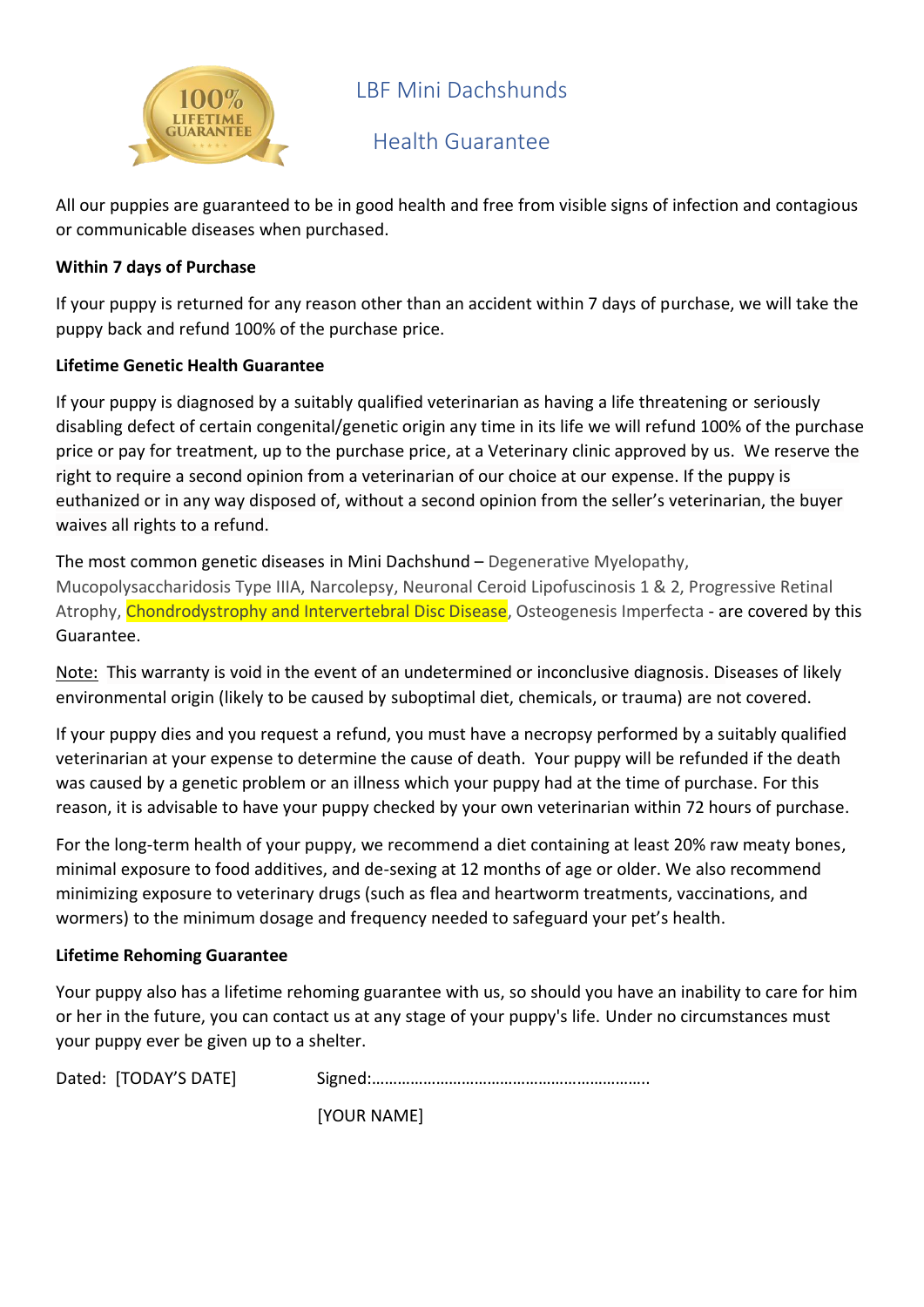# LBF Mini Dachshunds

## Health Guarantee

All our puppies are guaranteed to be in good health and free from visible signs of infection and contagious or communicable diseases when purchased.

**Within 7 days of Purchase**

If your puppy is returned for any reason other than an accident within 7 days of purchase, we will take the puppy back and refund 100% of the purchase price.

**Lifetime Genetic Health Guarantee**

If your puppy is diagnosed by a suitably qualified veterinarian as having a life threatening or seriously disabling defect of certain congenital/genetic origin any time in its life we will refund 100% of the purchase price or pay for treatment, up to the purchase price, at a Veterinary clinic approved by us. We reserve the right to require a second opinion from a veterinarian of our choice at our expense. If the puppy is euthanized or in any way disposed of, without a second opinion from the seller's veterinarian, the buyer waives all rights to a refund.

The most common genetic diseases in Mini Dachshund – Degenerative Myelopathy, Mucopolysaccharidosis Type IIIA, Narcolepsy, Neuronal Ceroid Lipofuscinosis 1 & 2, Progressive Retinal Atrophy, Chondrodystrophy and Intervertebral Disc Disease, Osteogenesis Imperfecta - are covered by this Guarantee.

Note: This warranty is void in the event of an undetermined or inconclusive diagnosis. Diseases of likely environmental origin (likely to be caused by suboptimal diet, chemicals, or trauma) are not covered.

If your puppy dies and you request a refund, you must have a necropsy performed by a suitably qualified veterinarian at your expense to determine the cause of death. Your puppy will be refunded if the death was caused by a genetic problem or an illness which your puppy had at the time of purchase. For this reason, it is advisable to have your puppy checked by your own veterinarian within 72 hours of purchase.

For the long-term health of your puppy, we recommend a diet containing at least 20% raw meaty bones, minimal exposure to food additives, and de-sexing at 12 months of age or older. We also recommend minimizing exposure to veterinary drugs (such as flea and heartworm treatments, vaccinations, and wormers) to the minimum dosage and frequency needed to safeguard your pet's health.

**Lifetime Rehoming Guarantee**

Your puppy also has a lifetime rehoming guarantee with us, so should you have an inability to care for him or her in the future, you can contact us at any stage of your puppy's life. Under no circumstances must your puppy ever be given up to a shelter.

Dated: [TODAY'S DATE] Signed:………………………………………………………..

[YOUR NAME]